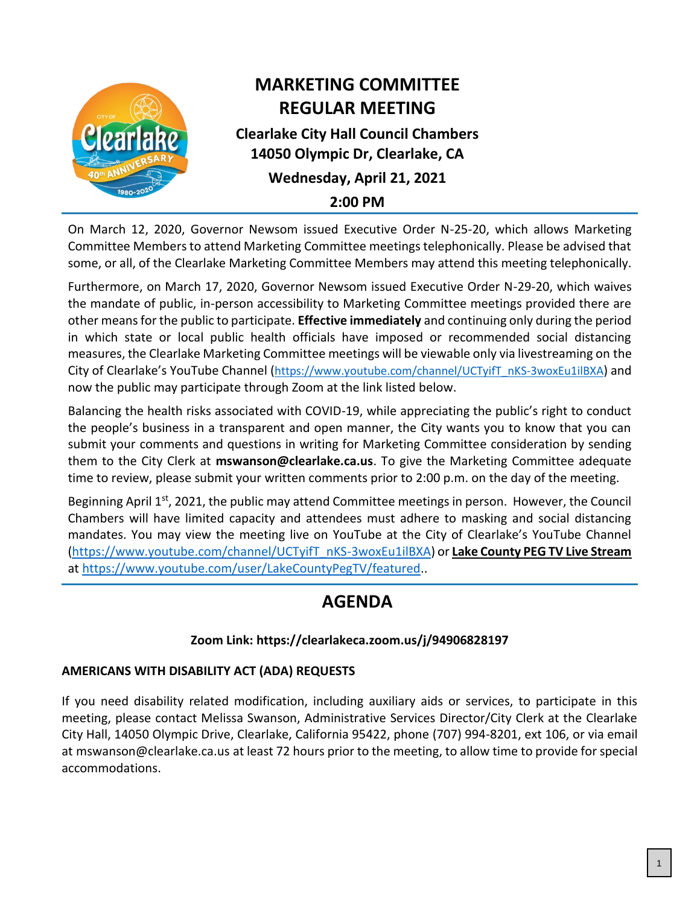# MARKETING COMMITTEE REGULAR MEETING

**Clearlake City Hall Council Chambers**
**14050 Olympic Dr, Clearlake, CA**
**Wednesday, April 21, 2021**
**2:00 PM**

On March 12, 2020, Governor Newsom issued Executive Order N-25-20, which allows Marketing Committee Members to attend Marketing Committee meetings telephonically. Please be advised that some, or all, of the Clearlake Marketing Committee Members may attend this meeting telephonically.

Furthermore, on March 17, 2020, Governor Newsom issued Executive Order N-29-20, which waives the mandate of public, in-person accessibility to Marketing Committee meetings provided there are other means for the public to participate. **Effective immediately** and continuing only during the period in which state or local public health officials have imposed or recommended social distancing measures, the Clearlake Marketing Committee meetings will be viewable only via livestreaming on the City of Clearlake's YouTube Channel (https://www.youtube.com/channel/UCTyifT_nKS-3woxEu1ilBXA) and now the public may participate through Zoom at the link listed below.

Balancing the health risks associated with COVID-19, while appreciating the public's right to conduct the people's business in a transparent and open manner, the City wants you to know that you can submit your comments and questions in writing for Marketing Committee consideration by sending them to the City Clerk at **mswanson@clearlake.ca.us**. To give the Marketing Committee adequate time to review, please submit your written comments prior to 2:00 p.m. on the day of the meeting.

Beginning April 1st, 2021, the public may attend Committee meetings in person. However, the Council Chambers will have limited capacity and attendees must adhere to masking and social distancing mandates. You may view the meeting live on YouTube at the City of Clearlake's YouTube Channel (https://www.youtube.com/channel/UCTyifT_nKS-3woxEu1ilBXA) or **Lake County PEG TV Live Stream** at https://www.youtube.com/user/LakeCountyPegTV/featured..

## AGENDA

**Zoom Link: https://clearlakeca.zoom.us/j/94906828197**

**AMERICANS WITH DISABILITY ACT (ADA) REQUESTS**

If you need disability related modification, including auxiliary aids or services, to participate in this meeting, please contact Melissa Swanson, Administrative Services Director/City Clerk at the Clearlake City Hall, 14050 Olympic Drive, Clearlake, California 95422, phone (707) 994-8201, ext 106, or via email at mswanson@clearlake.ca.us at least 72 hours prior to the meeting, to allow time to provide for special accommodations.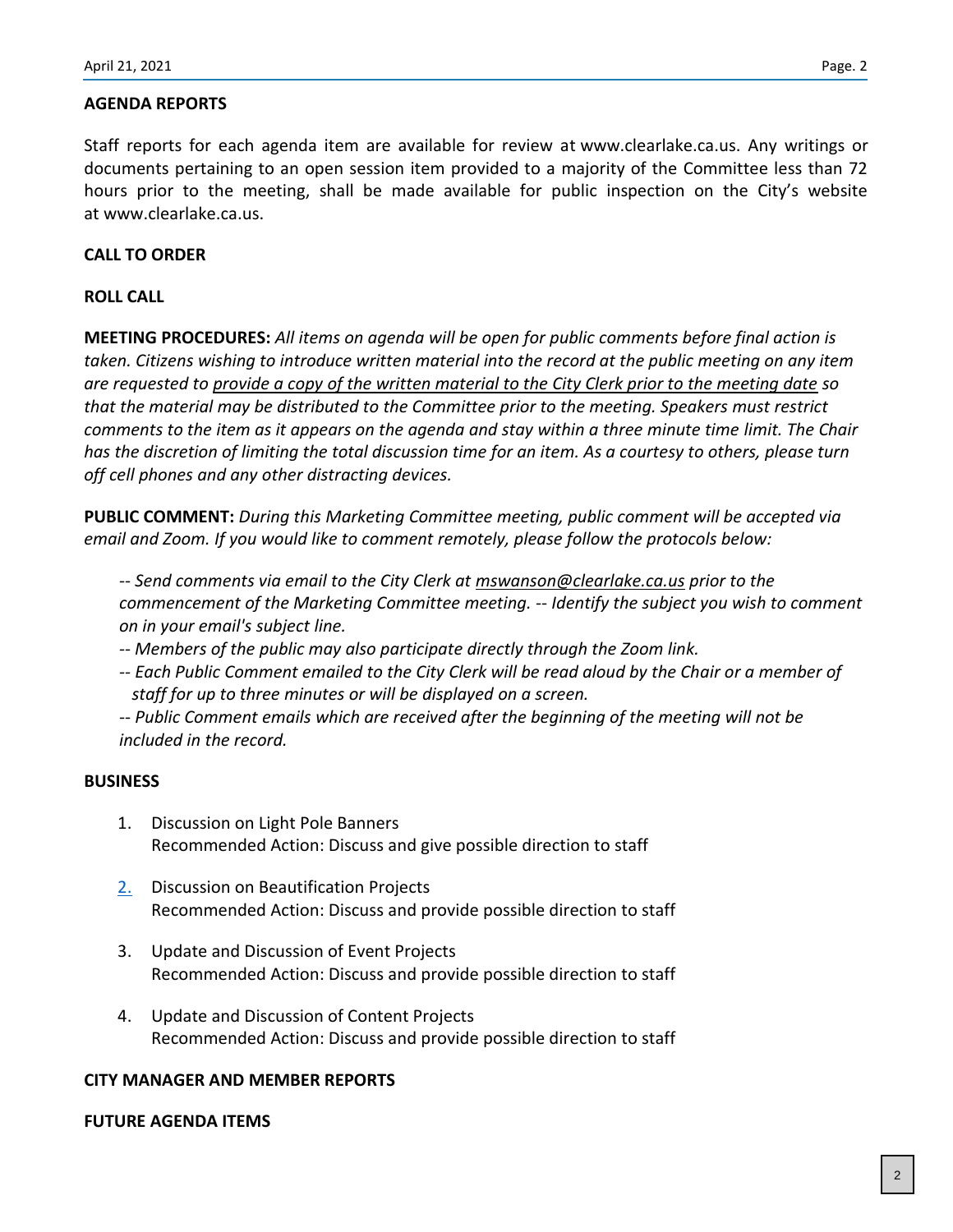## AGENDA REPORTS

Staff reports for each agenda item are available for review at www.clearlake.ca.us. Any writings or documents pertaining to an open session item provided to a majority of the Committee less than 72 hours prior to the meeting, shall be made available for public inspection on the City's website at www.clearlake.ca.us.

## CALL TO ORDER

## ROLL CALL

**MEETING PROCEDURES:** *All items on agenda will be open for public comments before final action is taken. Citizens wishing to introduce written material into the record at the public meeting on any item are requested to provide a copy of the written material to the City Clerk prior to the meeting date so that the material may be distributed to the Committee prior to the meeting. Speakers must restrict comments to the item as it appears on the agenda and stay within a three minute time limit. The Chair has the discretion of limiting the total discussion time for an item. As a courtesy to others, please turn off cell phones and any other distracting devices.*

**PUBLIC COMMENT:** *During this Marketing Committee meeting, public comment will be accepted via email and Zoom. If you would like to comment remotely, please follow the protocols below:*

*-- Send comments via email to the City Clerk at mswanson@clearlake.ca.us prior to the commencement of the Marketing Committee meeting. -- Identify the subject you wish to comment on in your email's subject line.*
*-- Members of the public may also participate directly through the Zoom link.*
*-- Each Public Comment emailed to the City Clerk will be read aloud by the Chair or a member of staff for up to three minutes or will be displayed on a screen.*
*-- Public Comment emails which are received after the beginning of the meeting will not be included in the record.*

## BUSINESS

1. Discussion on Light Pole Banners
   Recommended Action: Discuss and give possible direction to staff

2. Discussion on Beautification Projects
   Recommended Action: Discuss and provide possible direction to staff

3. Update and Discussion of Event Projects
   Recommended Action: Discuss and provide possible direction to staff

4. Update and Discussion of Content Projects
   Recommended Action: Discuss and provide possible direction to staff

## CITY MANAGER AND MEMBER REPORTS

## FUTURE AGENDA ITEMS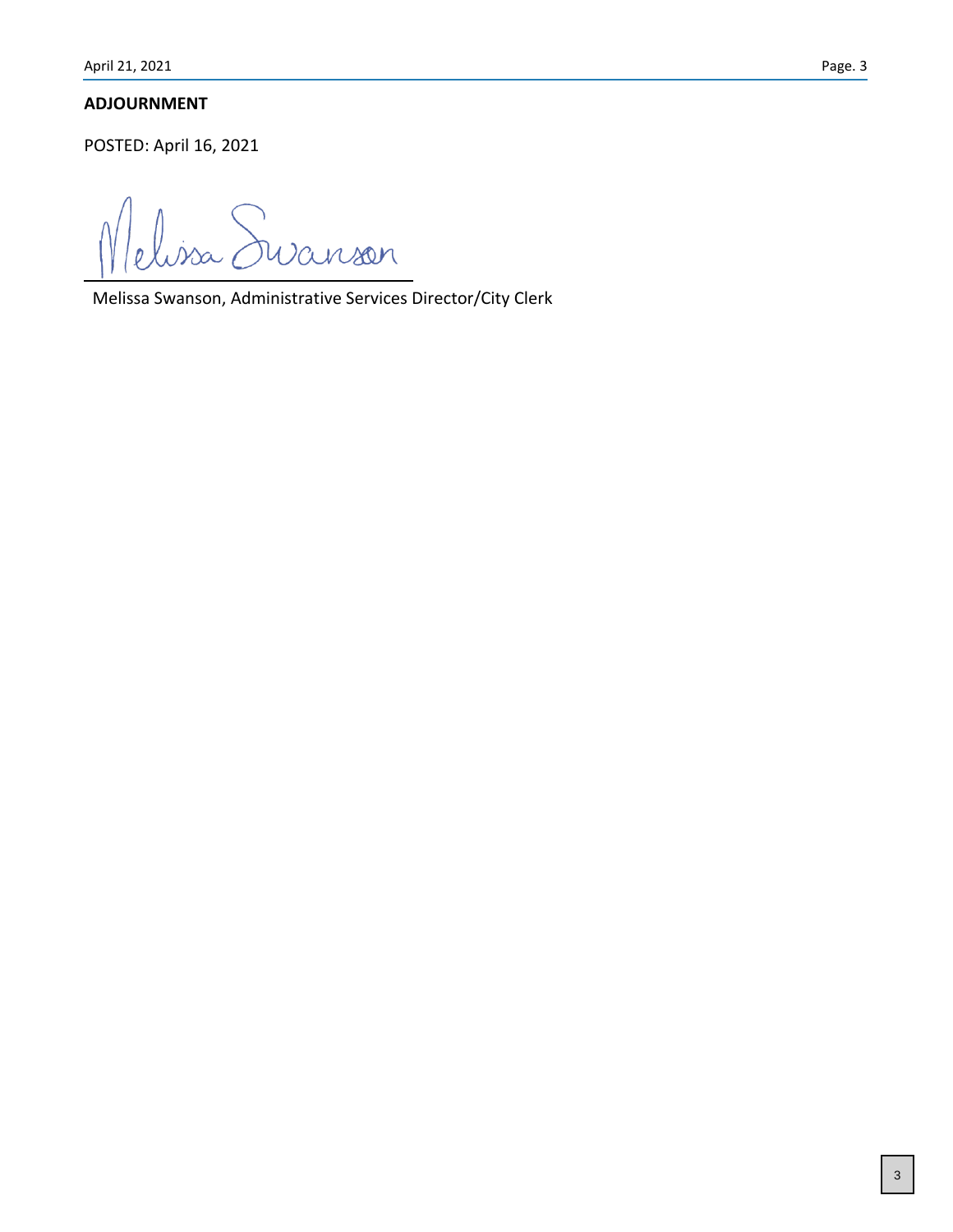## ADJOURNMENT

POSTED: April 16, 2021

Melissa Swanson

Melissa Swanson, Administrative Services Director/City Clerk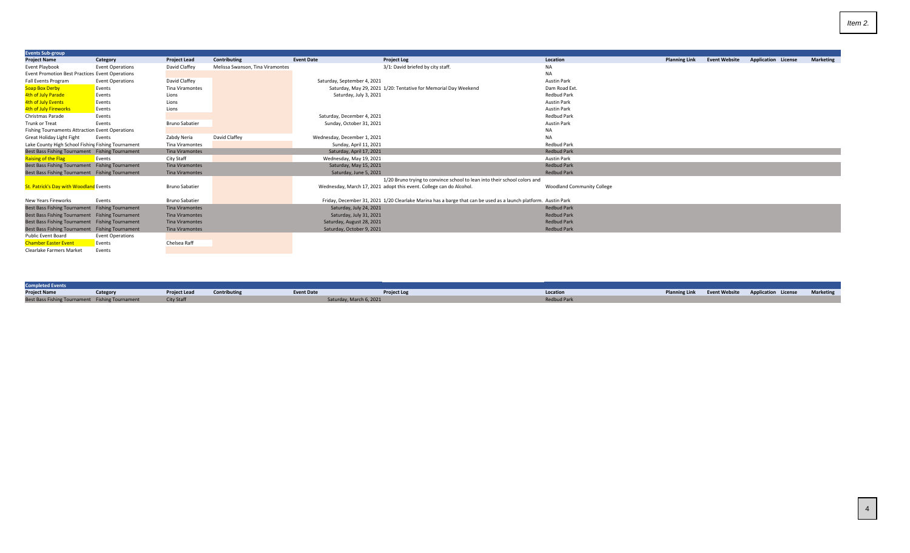Item 2.

| Events Sub-group | | | | | | | | | | | | |
|---|---|---|---|---|---|---|---|---|---|---|---|---|
| **Project Name** | **Category** | **Project Lead** | **Contributing** | **Event Date** | **Project Log** | **Location** | **Planning Link** | **Event Website** | **Application** | **License** | **Marketing** |
| Event Playbook | Event Operations | David Claffey | Melissa Swanson, Tina Viramontes | | 3/1: David briefed by city staff. | NA | | | | | |
| Event Promotion Best Practices | Event Operations | | | | | NA | | | | | |
| Fall Events Program | Event Operations | David Claffey | | Saturday, September 4, 2021 | | Austin Park | | | | | |
| Soap Box Derby | Events | Tina Viramontes | | Saturday, May 29, 2021 | 1/20: Tentative for Memorial Day Weekend | Dam Road Ext. | | | | | |
| 4th of July Parade | Events | Lions | | Saturday, July 3, 2021 | | Redbud Park | | | | | |
| 4th of July Events | Events | Lions | | | | Austin Park | | | | | |
| 4th of July Fireworks | Events | Lions | | | | Austin Park | | | | | |
| Christmas Parade | Events | | | Saturday, December 4, 2021 | | Redbud Park | | | | | |
| Trunk or Treat | Events | Bruno Sabatier | | Sunday, October 31, 2021 | | Austin Park | | | | | |
| Fishing Tournaments Attraction | Event Operations | | | | | NA | | | | | |
| Great Holiday Light Fight | Events | Zabdy Neria | David Claffey | Wednesday, December 1, 2021 | | NA | | | | | |
| Lake County High School Fishing Tournament | Fishing Tournament | Tina Viramontes | | Sunday, April 11, 2021 | | Redbud Park | | | | | |
| Best Bass Fishing Tournament | Fishing Tournament | Tina Viramontes | | Saturday, April 17, 2021 | | Redbud Park | | | | | |
| Raising of the Flag | Events | City Staff | | Wednesday, May 19, 2021 | | Austin Park | | | | | |
| Best Bass Fishing Tournament | Fishing Tournament | Tina Viramontes | | Saturday, May 15, 2021 | | Redbud Park | | | | | |
| Best Bass Fishing Tournament | Fishing Tournament | Tina Viramontes | | Saturday, June 5, 2021 | | Redbud Park | | | | | |
| St. Patrick's Day with Woodland | Events | Bruno Sabatier | | Wednesday, March 17, 2021 | 1/20 Bruno trying to convince school to lean into their school colors and adopt this event. College can do Alcohol. | Woodland Community College | | | | | |
| New Years Fireworks | Events | Bruno Sabatier | | Friday, December 31, 2021 | 1/20 Clearlake Marina has a barge that can be used as a launch platform. | Austin Park | | | | | |
| Best Bass Fishing Tournament | Fishing Tournament | Tina Viramontes | | Saturday, July 24, 2021 | | Redbud Park | | | | | |
| Best Bass Fishing Tournament | Fishing Tournament | Tina Viramontes | | Saturday, July 31, 2021 | | Redbud Park | | | | | |
| Best Bass Fishing Tournament | Fishing Tournament | Tina Viramontes | | Saturday, August 28, 2021 | | Redbud Park | | | | | |
| Best Bass Fishing Tournament | Fishing Tournament | Tina Viramontes | | Saturday, October 9, 2021 | | Redbud Park | | | | | |
| Public Event Board | Event Operations | | | | | | | | | | |
| Chamber Easter Event | Events | Chelsea Raff | | | | | | | | | |
| Clearlake Farmers Market | Events | | | | | | | | | | |

| Completed Events | | | | | | | | | | | |
|---|---|---|---|---|---|---|---|---|---|---|---|
| **Project Name** | **Category** | **Project Lead** | **Contributing** | **Event Date** | **Project Log** | **Location** | **Planning Link** | **Event Website** | **Application** | **License** | **Marketing** |
| Best Bass Fishing Tournament | Fishing Tournament | City Staff | | Saturday, March 6, 2021 | | Redbud Park | | | | | |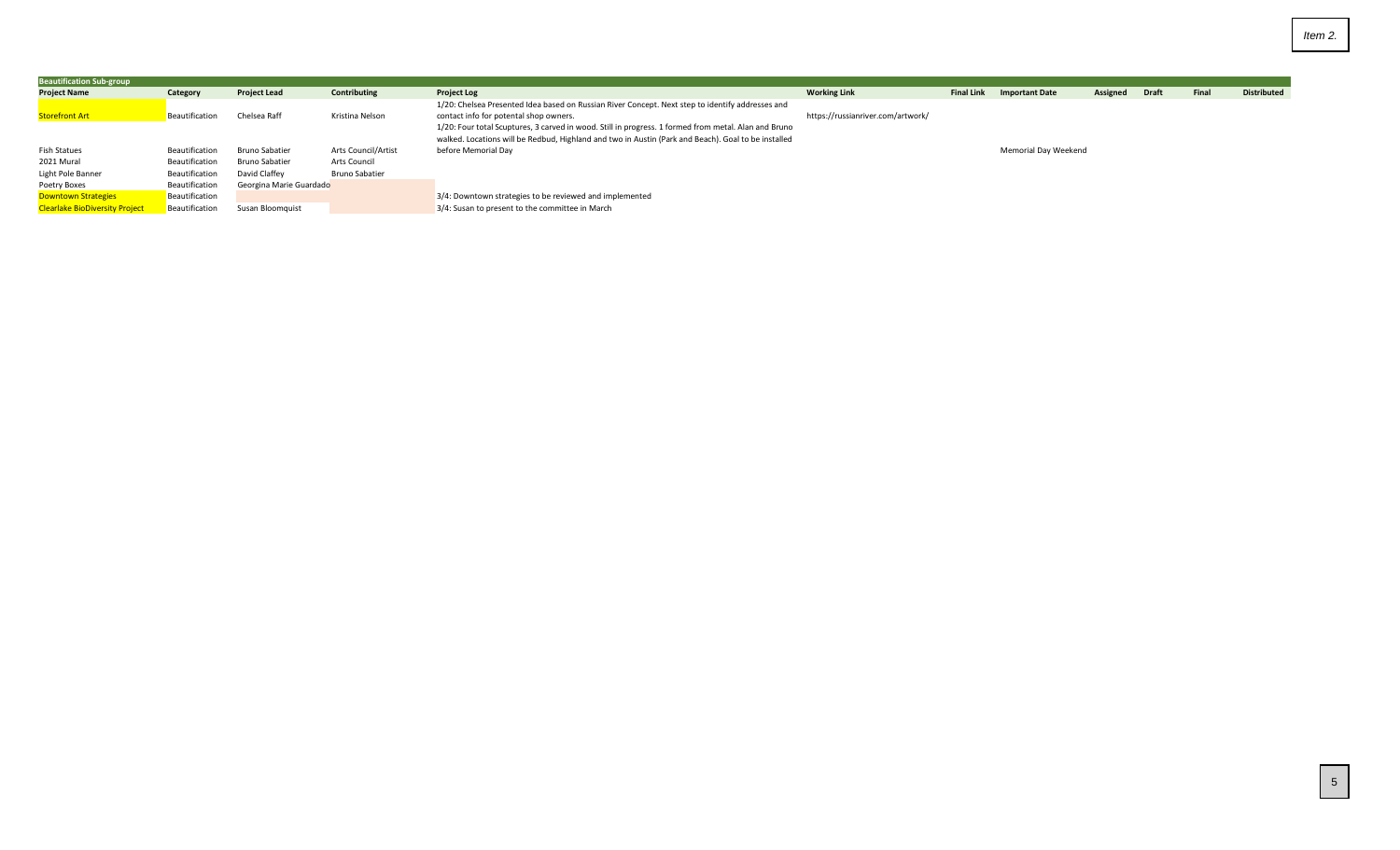| Beautification Sub-group | | | | | | | | | | | | |
|---|---|---|---|---|---|---|---|---|---|---|---|---|
| **Project Name** | **Category** | **Project Lead** | **Contributing** | **Project Log** | **Working Link** | **Final Link** | **Important Date** | **Assigned** | **Draft** | **Final** | **Distributed** |
| Storefront Art | Beautification | Chelsea Raff | Kristina Nelson | 1/20: Chelsea Presented Idea based on Russian River Concept. Next step to identify addresses and contact info for potental shop owners. | https://russianriver.com/artwork/ | | | | | | |
| Fish Statues | Beautification | Bruno Sabatier | Arts Council/Artist | 1/20: Four total Scuptures, 3 carved in wood. Still in progress. 1 formed from metal. Alan and Bruno walked. Locations will be Redbud, Highland and two in Austin (Park and Beach). Goal to be installed before Memorial Day | | | Memorial Day Weekend | | | | |
| 2021 Mural | Beautification | Bruno Sabatier | Arts Council | | | | | | | | |
| Light Pole Banner | Beautification | David Claffey | Bruno Sabatier | | | | | | | | |
| Poetry Boxes | Beautification | Georgina Marie Guardado | | | | | | | | | |
| Downtown Strategies | Beautification | | | 3/4: Downtown strategies to be reviewed and implemented | | | | | | | |
| Clearlake BioDiversity Project | Beautification | Susan Bloomquist | | 3/4: Susan to present to the committee in March | | | | | | | |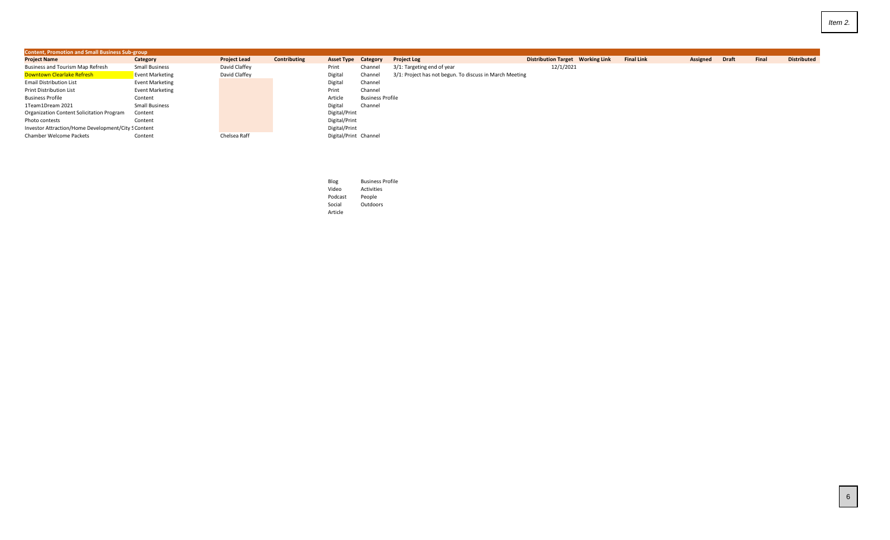Item 2.

| Content, Promotion and Small Business Sub-group | | | | | | | | | | | | | | |
|---|---|---|---|---|---|---|---|---|---|---|---|---|---|---|
| **Project Name** | **Category** | **Project Lead** | **Contributing** | **Asset Type** | **Category** | **Project Log** | **Distribution Target** | **Working Link** | **Final Link** | **Assigned** | **Draft** | **Final** | **Distributed** |
| Business and Tourism Map Refresh | Small Business | David Claffey | | Print | Channel | 3/1: Targeting end of year | 12/1/2021 | | | | | | |
| Downtown Clearlake Refresh | Event Marketing | David Claffey | | Digital | Channel | 3/1: Project has not begun. To discuss in March Meeting | | | | | | | |
| Email Distribution List | Event Marketing | | | Digital | Channel | | | | | | | | |
| Print Distribution List | Event Marketing | | | Print | Channel | | | | | | | | |
| Business Profile | Content | | | Article | Business Profile | | | | | | | | |
| 1Team1Dream 2021 | Small Business | | | Digital | Channel | | | | | | | | |
| Organization Content Solicitation Program | Content | | | Digital/Print | | | | | | | | | |
| Photo contests | Content | | | Digital/Print | | | | | | | | | |
| Investor Attraction/Home Development/City S | Content | | | Digital/Print | | | | | | | | | |
| Chamber Welcome Packets | Content | Chelsea Raff | | Digital/Print | Channel | | | | | | | | |

| | |
|---|---|
| Blog | Business Profile |
| Video | Activities |
| Podcast | People |
| Social | Outdoors |
| Article | |